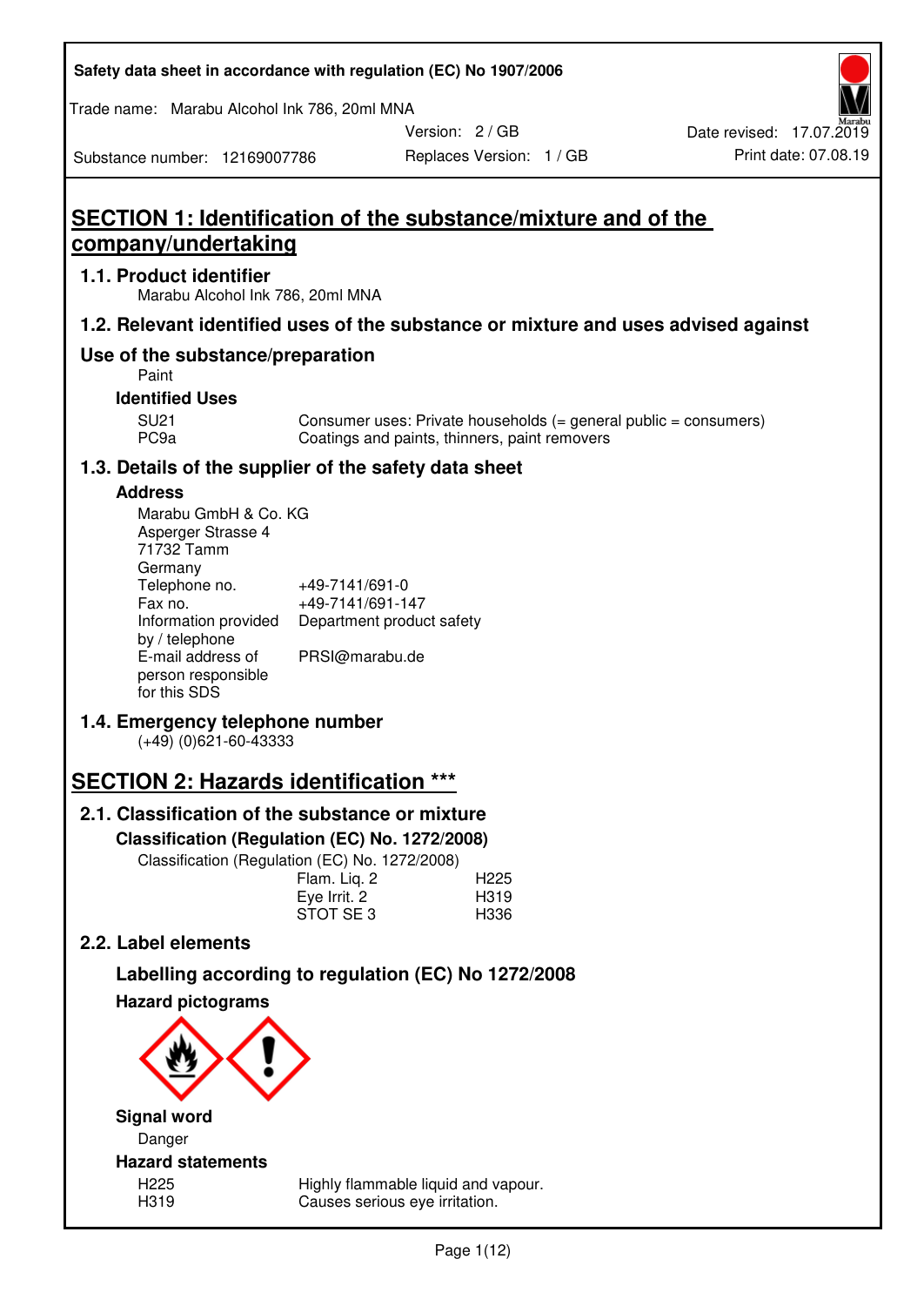Safety data sheet in accordance with regulation (EC) No 1907/2006

Trade name: Marabu Alcohol Ink 786, 20ml MNA

| Substance number: 12169007786 | Version: 2 / GB | Date revised: 17.07.2019 |
|---|---|---|
| | Replaces Version: 1 / GB | Print date: 07.08.19 |

# SECTION 1: Identification of the substance/mixture and of the company/undertaking

## 1.1. Product identifier

Marabu Alcohol Ink 786, 20ml MNA

## 1.2. Relevant identified uses of the substance or mixture and uses advised against

## Use of the substance/preparation

Paint

### Identified Uses

| | |
|---|---|
| SU21 | Consumer uses: Private households (= general public = consumers) |
| PC9a | Coatings and paints, thinners, paint removers |

## 1.3. Details of the supplier of the safety data sheet

### Address

Marabu GmbH & Co. KG
Asperger Strasse 4
71732 Tamm
Germany

| | |
|---|---|
| Telephone no. | +49-7141/691-0 |
| Fax no. | +49-7141/691-147 |
| Information provided by / telephone | Department product safety |
| E-mail address of person responsible for this SDS | PRSI@marabu.de |

## 1.4. Emergency telephone number

(+49) (0)621-60-43333

# SECTION 2: Hazards identification ***

## 2.1. Classification of the substance or mixture

### Classification (Regulation (EC) No. 1272/2008)

Classification (Regulation (EC) No. 1272/2008)

| | |
|---|---|
| Flam. Liq. 2 | H225 |
| Eye Irrit. 2 | H319 |
| STOT SE 3 | H336 |

## 2.2. Label elements

### Labelling according to regulation (EC) No 1272/2008

### Hazard pictograms

### Signal word

Danger

### Hazard statements

| | |
|---|---|
| H225 | Highly flammable liquid and vapour. |
| H319 | Causes serious eye irritation. |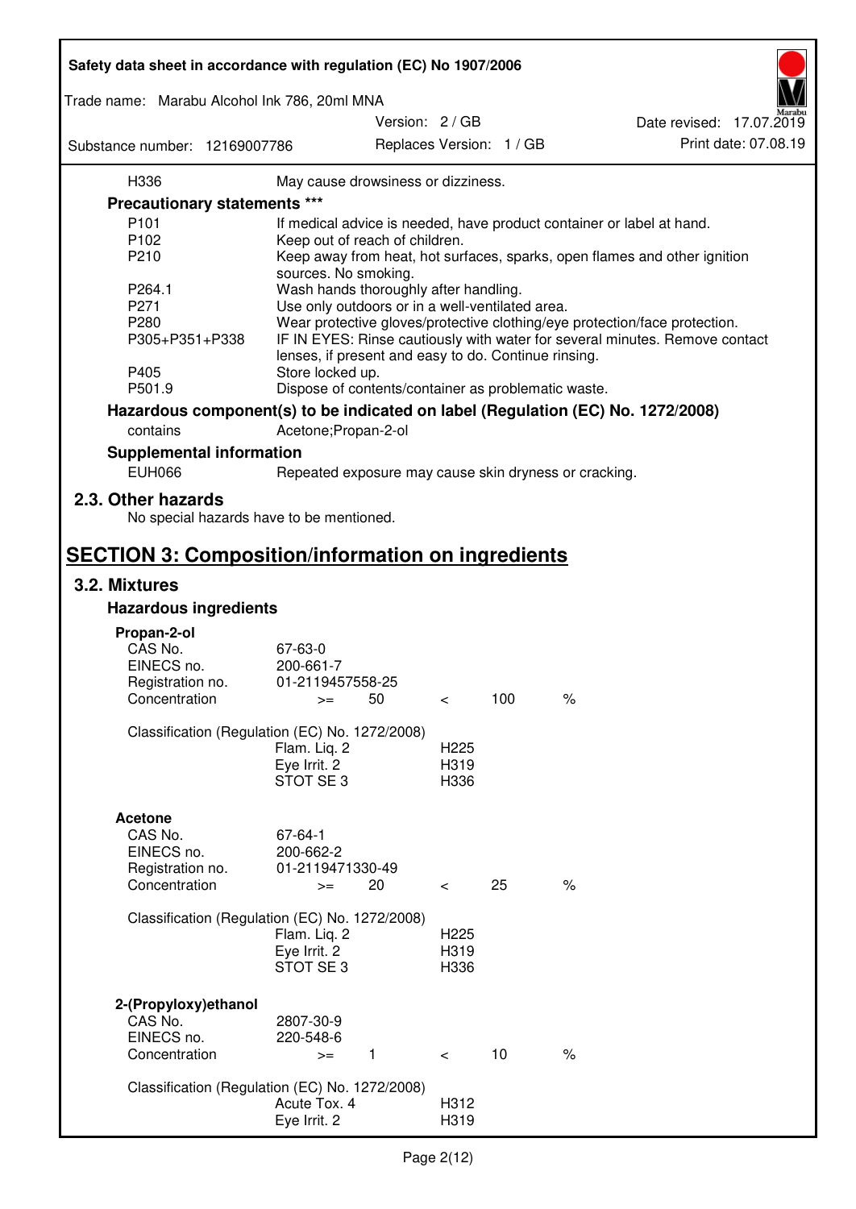| | |
|---|---|
| H336 | May cause drowsiness or dizziness. |

**Precautionary statements \*\*\***

| | |
|---|---|
| P101 | If medical advice is needed, have product container or label at hand. |
| P102 | Keep out of reach of children. |
| P210 | Keep away from heat, hot surfaces, sparks, open flames and other ignition sources. No smoking. |
| P264.1 | Wash hands thoroughly after handling. |
| P271 | Use only outdoors or in a well-ventilated area. |
| P280 | Wear protective gloves/protective clothing/eye protection/face protection. |
| P305+P351+P338 | IF IN EYES: Rinse cautiously with water for several minutes. Remove contact lenses, if present and easy to do. Continue rinsing. |
| P405 | Store locked up. |
| P501.9 | Dispose of contents/container as problematic waste. |

**Hazardous component(s) to be indicated on label (Regulation (EC) No. 1272/2008)**

| | |
|---|---|
| contains | Acetone;Propan-2-ol |

**Supplemental information**

| | |
|---|---|
| EUH066 | Repeated exposure may cause skin dryness or cracking. |

## 2.3. Other hazards

No special hazards have to be mentioned.

# SECTION 3: Composition/information on ingredients

## 3.2. Mixtures

### Hazardous ingredients

**Propan-2-ol**

| | | | | | |
|---|---|---|---|---|---|
| CAS No. | 67-63-0 | | | | |
| EINECS no. | 200-661-7 | | | | |
| Registration no. | 01-2119457558-25 | | | | |
| Concentration | >= | 50 | < | 100 | % |

Classification (Regulation (EC) No. 1272/2008)

| | |
|---|---|
| Flam. Liq. 2 | H225 |
| Eye Irrit. 2 | H319 |
| STOT SE 3 | H336 |

**Acetone**

| | | | | | |
|---|---|---|---|---|---|
| CAS No. | 67-64-1 | | | | |
| EINECS no. | 200-662-2 | | | | |
| Registration no. | 01-2119471330-49 | | | | |
| Concentration | >= | 20 | < | 25 | % |

Classification (Regulation (EC) No. 1272/2008)

| | |
|---|---|
| Flam. Liq. 2 | H225 |
| Eye Irrit. 2 | H319 |
| STOT SE 3 | H336 |

**2-(Propyloxy)ethanol**

| | | | | | |
|---|---|---|---|---|---|
| CAS No. | 2807-30-9 | | | | |
| EINECS no. | 220-548-6 | | | | |
| Concentration | >= | 1 | < | 10 | % |

Classification (Regulation (EC) No. 1272/2008)

| | |
|---|---|
| Acute Tox. 4 | H312 |
| Eye Irrit. 2 | H319 |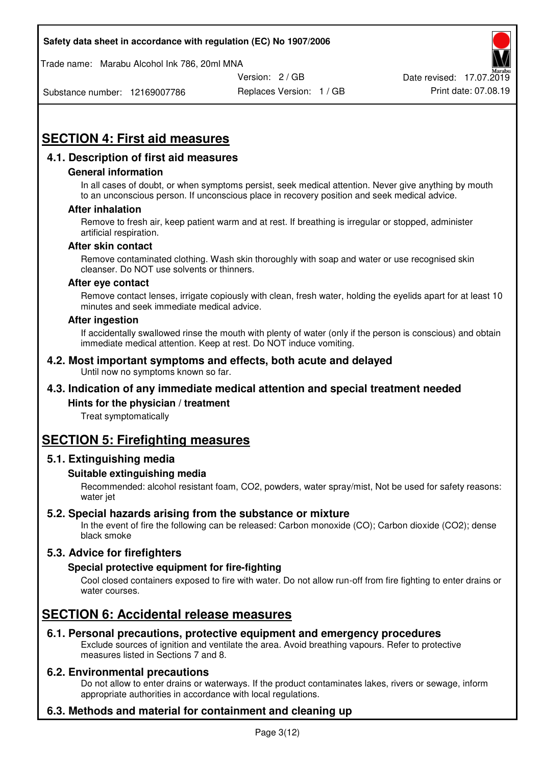## SECTION 4: First aid measures

### 4.1. Description of first aid measures

#### General information

In all cases of doubt, or when symptoms persist, seek medical attention. Never give anything by mouth to an unconscious person. If unconscious place in recovery position and seek medical advice.

#### After inhalation

Remove to fresh air, keep patient warm and at rest. If breathing is irregular or stopped, administer artificial respiration.

#### After skin contact

Remove contaminated clothing. Wash skin thoroughly with soap and water or use recognised skin cleanser. Do NOT use solvents or thinners.

#### After eye contact

Remove contact lenses, irrigate copiously with clean, fresh water, holding the eyelids apart for at least 10 minutes and seek immediate medical advice.

#### After ingestion

If accidentally swallowed rinse the mouth with plenty of water (only if the person is conscious) and obtain immediate medical attention. Keep at rest. Do NOT induce vomiting.

### 4.2. Most important symptoms and effects, both acute and delayed

Until now no symptoms known so far.

### 4.3. Indication of any immediate medical attention and special treatment needed

#### Hints for the physician / treatment

Treat symptomatically

## SECTION 5: Firefighting measures

### 5.1. Extinguishing media

#### Suitable extinguishing media

Recommended: alcohol resistant foam, $CO_2$, powders, water spray/mist, Not be used for safety reasons: water jet

### 5.2. Special hazards arising from the substance or mixture

In the event of fire the following can be released: Carbon monoxide (CO); Carbon dioxide ($CO_2$); dense black smoke

### 5.3. Advice for firefighters

#### Special protective equipment for fire-fighting

Cool closed containers exposed to fire with water. Do not allow run-off from fire fighting to enter drains or water courses.

## SECTION 6: Accidental release measures

### 6.1. Personal precautions, protective equipment and emergency procedures

Exclude sources of ignition and ventilate the area. Avoid breathing vapours. Refer to protective measures listed in Sections 7 and 8.

### 6.2. Environmental precautions

Do not allow to enter drains or waterways. If the product contaminates lakes, rivers or sewage, inform appropriate authorities in accordance with local regulations.

### 6.3. Methods and material for containment and cleaning up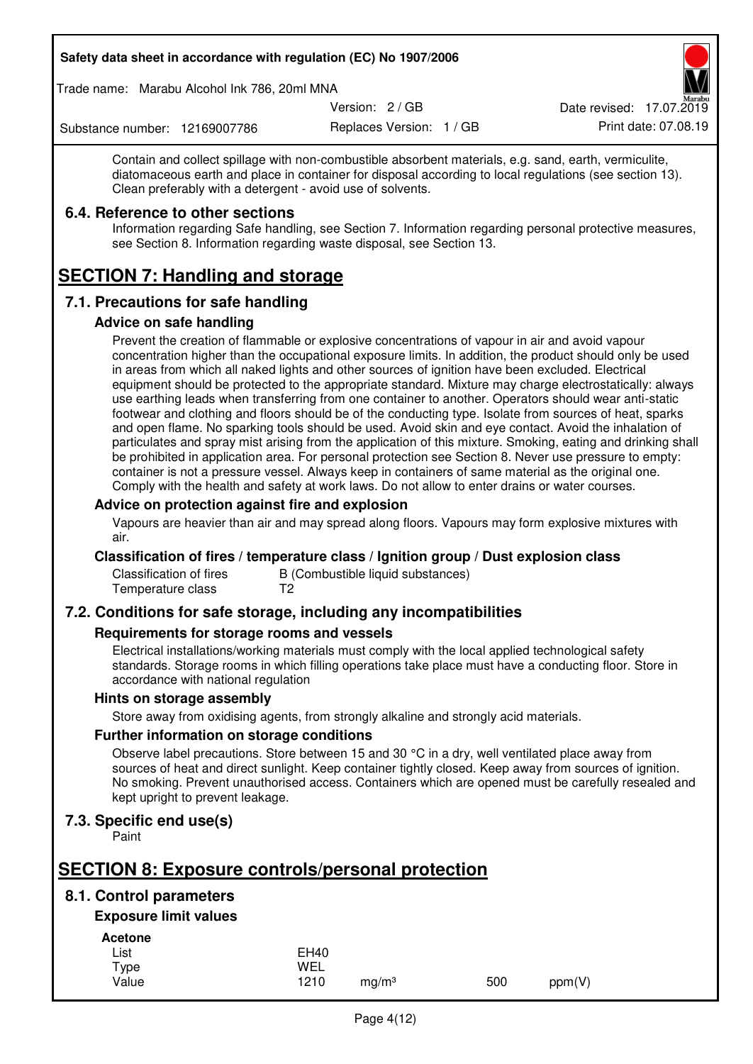Contain and collect spillage with non-combustible absorbent materials, e.g. sand, earth, vermiculite, diatomaceous earth and place in container for disposal according to local regulations (see section 13). Clean preferably with a detergent - avoid use of solvents.

### 6.4. Reference to other sections

Information regarding Safe handling, see Section 7. Information regarding personal protective measures, see Section 8. Information regarding waste disposal, see Section 13.

# SECTION 7: Handling and storage

## 7.1. Precautions for safe handling

### Advice on safe handling

Prevent the creation of flammable or explosive concentrations of vapour in air and avoid vapour concentration higher than the occupational exposure limits. In addition, the product should only be used in areas from which all naked lights and other sources of ignition have been excluded. Electrical equipment should be protected to the appropriate standard. Mixture may charge electrostatically: always use earthing leads when transferring from one container to another. Operators should wear anti-static footwear and clothing and floors should be of the conducting type. Isolate from sources of heat, sparks and open flame. No sparking tools should be used. Avoid skin and eye contact. Avoid the inhalation of particulates and spray mist arising from the application of this mixture. Smoking, eating and drinking shall be prohibited in application area. For personal protection see Section 8. Never use pressure to empty: container is not a pressure vessel. Always keep in containers of same material as the original one. Comply with the health and safety at work laws. Do not allow to enter drains or water courses.

### Advice on protection against fire and explosion

Vapours are heavier than air and may spread along floors. Vapours may form explosive mixtures with air.

### Classification of fires / temperature class / Ignition group / Dust explosion class

| | |
|---|---|
| Classification of fires | B (Combustible liquid substances) |
| Temperature class | T2 |

## 7.2. Conditions for safe storage, including any incompatibilities

### Requirements for storage rooms and vessels

Electrical installations/working materials must comply with the local applied technological safety standards. Storage rooms in which filling operations take place must have a conducting floor. Store in accordance with national regulation

### Hints on storage assembly

Store away from oxidising agents, from strongly alkaline and strongly acid materials.

### Further information on storage conditions

Observe label precautions. Store between 15 and 30 °C in a dry, well ventilated place away from sources of heat and direct sunlight. Keep container tightly closed. Keep away from sources of ignition. No smoking. Prevent unauthorised access. Containers which are opened must be carefully resealed and kept upright to prevent leakage.

## 7.3. Specific end use(s)

Paint

# SECTION 8: Exposure controls/personal protection

## 8.1. Control parameters

### Exposure limit values

**Acetone**

| | | | | |
|---|---|---|---|---|
| List | EH40 | | | |
| Type | WEL | | | |
| Value | 1210 | mg/m³ | 500 | ppm(V) |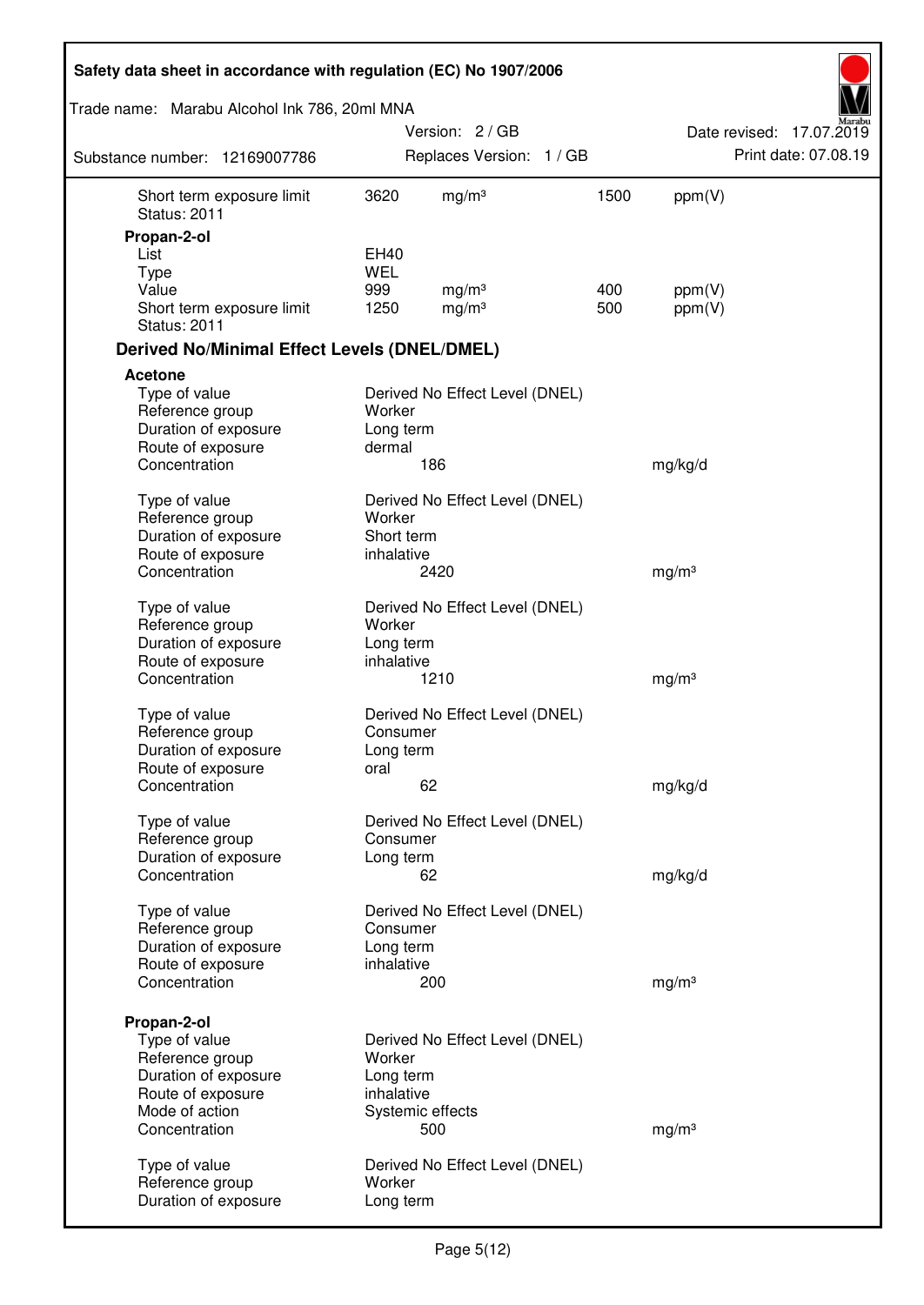| | | | | |
|---|---|---|---|---|
| Short term exposure limit | 3620 | mg/m³ | 1500 | ppm(V) |
| Status: 2011 | | | | |

**Propan-2-ol**

| | | | | |
|---|---|---|---|---|
| List | EH40 | | | |
| Type | WEL | | | |
| Value | 999 | mg/m³ | 400 | ppm(V) |
| Short term exposure limit | 1250 | mg/m³ | 500 | ppm(V) |
| Status: 2011 | | | | |

### Derived No/Minimal Effect Levels (DNEL/DMEL)

**Acetone**

| | | |
|---|---|---|
| Type of value | Derived No Effect Level (DNEL) | |
| Reference group | Worker | |
| Duration of exposure | Long term | |
| Route of exposure | dermal | |
| Concentration | 186 | mg/kg/d |

| | | |
|---|---|---|
| Type of value | Derived No Effect Level (DNEL) | |
| Reference group | Worker | |
| Duration of exposure | Short term | |
| Route of exposure | inhalative | |
| Concentration | 2420 | mg/m³ |

| | | |
|---|---|---|
| Type of value | Derived No Effect Level (DNEL) | |
| Reference group | Worker | |
| Duration of exposure | Long term | |
| Route of exposure | inhalative | |
| Concentration | 1210 | mg/m³ |

| | | |
|---|---|---|
| Type of value | Derived No Effect Level (DNEL) | |
| Reference group | Consumer | |
| Duration of exposure | Long term | |
| Route of exposure | oral | |
| Concentration | 62 | mg/kg/d |

| | | |
|---|---|---|
| Type of value | Derived No Effect Level (DNEL) | |
| Reference group | Consumer | |
| Duration of exposure | Long term | |
| Concentration | 62 | mg/kg/d |

| | | |
|---|---|---|
| Type of value | Derived No Effect Level (DNEL) | |
| Reference group | Consumer | |
| Duration of exposure | Long term | |
| Route of exposure | inhalative | |
| Concentration | 200 | mg/m³ |

**Propan-2-ol**

| | | |
|---|---|---|
| Type of value | Derived No Effect Level (DNEL) | |
| Reference group | Worker | |
| Duration of exposure | Long term | |
| Route of exposure | inhalative | |
| Mode of action | Systemic effects | |
| Concentration | 500 | mg/m³ |

| | |
|---|---|
| Type of value | Derived No Effect Level (DNEL) |
| Reference group | Worker |
| Duration of exposure | Long term |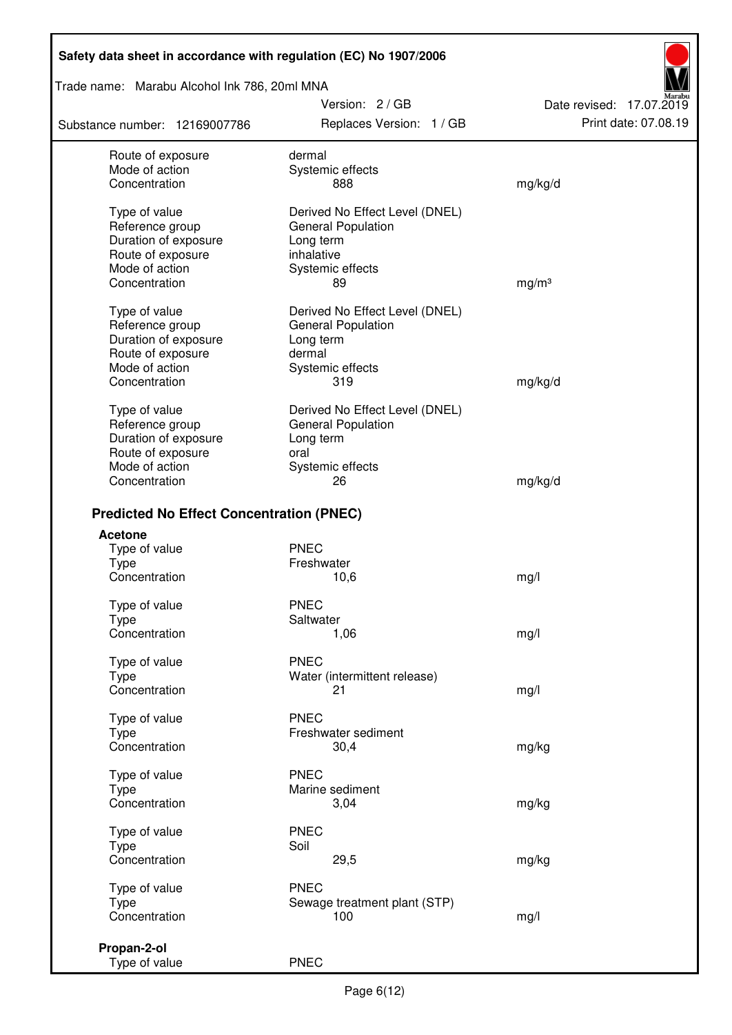| | | |
|---|---|---|
| Route of exposure | dermal | |
| Mode of action | Systemic effects | |
| Concentration | 888 | mg/kg/d |
| | | |
| Type of value | Derived No Effect Level (DNEL) | |
| Reference group | General Population | |
| Duration of exposure | Long term | |
| Route of exposure | inhalative | |
| Mode of action | Systemic effects | |
| Concentration | 89 | mg/m³ |
| | | |
| Type of value | Derived No Effect Level (DNEL) | |
| Reference group | General Population | |
| Duration of exposure | Long term | |
| Route of exposure | dermal | |
| Mode of action | Systemic effects | |
| Concentration | 319 | mg/kg/d |
| | | |
| Type of value | Derived No Effect Level (DNEL) | |
| Reference group | General Population | |
| Duration of exposure | Long term | |
| Route of exposure | oral | |
| Mode of action | Systemic effects | |
| Concentration | 26 | mg/kg/d |

### Predicted No Effect Concentration (PNEC)

**Acetone**

| | | |
|---|---|---|
| Type of value | PNEC | |
| Type | Freshwater | |
| Concentration | 10,6 | mg/l |
| | | |
| Type of value | PNEC | |
| Type | Saltwater | |
| Concentration | 1,06 | mg/l |
| | | |
| Type of value | PNEC | |
| Type | Water (intermittent release) | |
| Concentration | 21 | mg/l |
| | | |
| Type of value | PNEC | |
| Type | Freshwater sediment | |
| Concentration | 30,4 | mg/kg |
| | | |
| Type of value | PNEC | |
| Type | Marine sediment | |
| Concentration | 3,04 | mg/kg |
| | | |
| Type of value | PNEC | |
| Type | Soil | |
| Concentration | 29,5 | mg/kg |
| | | |
| Type of value | PNEC | |
| Type | Sewage treatment plant (STP) | |
| Concentration | 100 | mg/l |

**Propan-2-ol**

| | |
|---|---|
| Type of value | PNEC |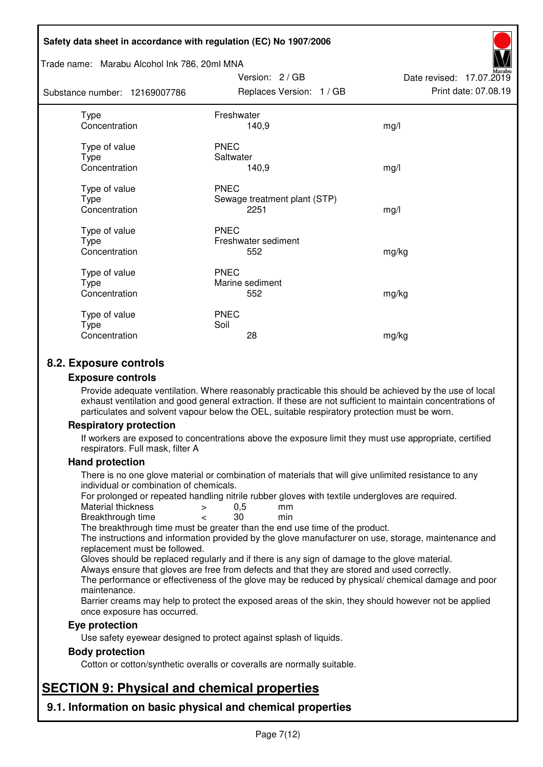| | | |
|---|---|---|
| Type | Freshwater | |
| Concentration | 140,9 | mg/l |
| | | |
| Type of value | PNEC | |
| Type | Saltwater | |
| Concentration | 140,9 | mg/l |
| | | |
| Type of value | PNEC | |
| Type | Sewage treatment plant (STP) | |
| Concentration | 2251 | mg/l |
| | | |
| Type of value | PNEC | |
| Type | Freshwater sediment | |
| Concentration | 552 | mg/kg |
| | | |
| Type of value | PNEC | |
| Type | Marine sediment | |
| Concentration | 552 | mg/kg |
| | | |
| Type of value | PNEC | |
| Type | Soil | |
| Concentration | 28 | mg/kg |

## 8.2. Exposure controls

### Exposure controls

Provide adequate ventilation. Where reasonably practicable this should be achieved by the use of local exhaust ventilation and good general extraction. If these are not sufficient to maintain concentrations of particulates and solvent vapour below the OEL, suitable respiratory protection must be worn.

### Respiratory protection

If workers are exposed to concentrations above the exposure limit they must use appropriate, certified respirators. Full mask, filter A

### Hand protection

There is no one glove material or combination of materials that will give unlimited resistance to any individual or combination of chemicals.

For prolonged or repeated handling nitrile rubber gloves with textile undergloves are required.

| | | | |
|---|---|---|---|
| Material thickness | > | 0,5 | mm |
| Breakthrough time | < | 30 | min |

The breakthrough time must be greater than the end use time of the product.

The instructions and information provided by the glove manufacturer on use, storage, maintenance and replacement must be followed.

Gloves should be replaced regularly and if there is any sign of damage to the glove material.

Always ensure that gloves are free from defects and that they are stored and used correctly.

The performance or effectiveness of the glove may be reduced by physical/ chemical damage and poor maintenance.

Barrier creams may help to protect the exposed areas of the skin, they should however not be applied once exposure has occurred.

### Eye protection

Use safety eyewear designed to protect against splash of liquids.

### Body protection

Cotton or cotton/synthetic overalls or coveralls are normally suitable.

# SECTION 9: Physical and chemical properties

## 9.1. Information on basic physical and chemical properties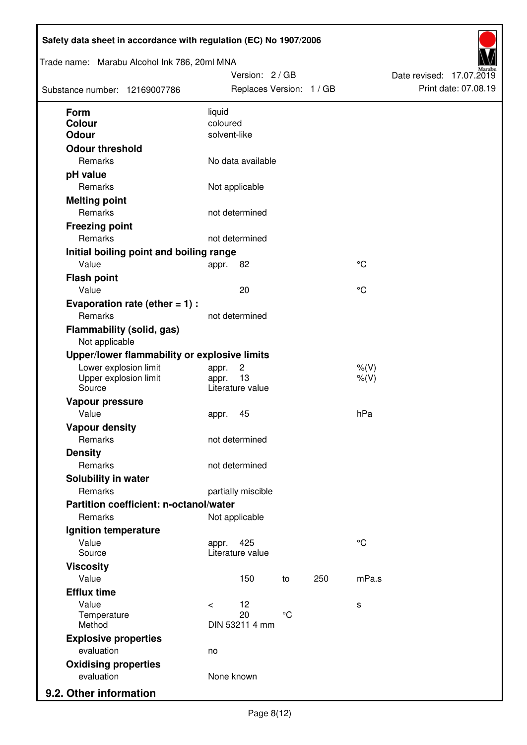| | | | | | |
|---|---|---|---|---|---|
| **Form** | liquid | | | | |
| **Colour** | coloured | | | | |
| **Odour** | solvent-like | | | | |
| **Odour threshold** | | | | | |
| Remarks | No data available | | | | |
| **pH value** | | | | | |
| Remarks | Not applicable | | | | |
| **Melting point** | | | | | |
| Remarks | not determined | | | | |
| **Freezing point** | | | | | |
| Remarks | not determined | | | | |
| **Initial boiling point and boiling range** | | | | | |
| Value | appr. | 82 | | | °C |
| **Flash point** | | | | | |
| Value | | 20 | | | °C |
| **Evaporation rate (ether = 1) :** | | | | | |
| Remarks | not determined | | | | |
| **Flammability (solid, gas)** | | | | | |
| Not applicable | | | | | |
| **Upper/lower flammability or explosive limits** | | | | | |
| Lower explosion limit | appr. | 2 | | | %(V) |
| Upper explosion limit | appr. | 13 | | | %(V) |
| Source | Literature value | | | | |
| **Vapour pressure** | | | | | |
| Value | appr. | 45 | | | hPa |
| **Vapour density** | | | | | |
| Remarks | not determined | | | | |
| **Density** | | | | | |
| Remarks | not determined | | | | |
| **Solubility in water** | | | | | |
| Remarks | partially miscible | | | | |
| **Partition coefficient: n-octanol/water** | | | | | |
| Remarks | Not applicable | | | | |
| **Ignition temperature** | | | | | |
| Value | appr. | 425 | | | °C |
| Source | Literature value | | | | |
| **Viscosity** | | | | | |
| Value | | 150 | to | 250 | mPa.s |
| **Efflux time** | | | | | |
| Value | < | 12 | | | s |
| Temperature | | 20 | °C | | |
| Method | DIN 53211 4 mm | | | | |
| **Explosive properties** | | | | | |
| evaluation | no | | | | |
| **Oxidising properties** | | | | | |
| evaluation | None known | | | | |

## 9.2. Other information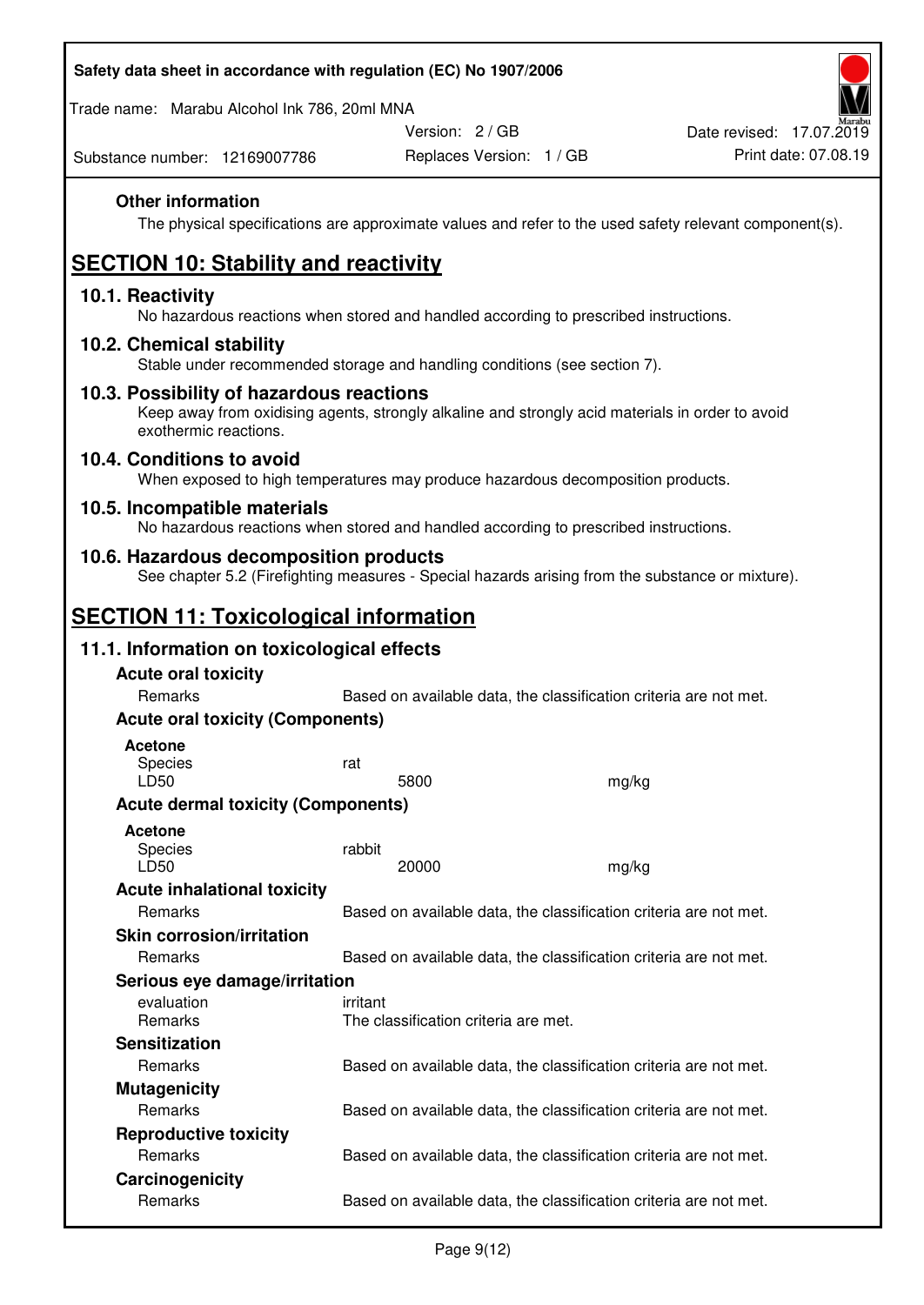**Other information**

The physical specifications are approximate values and refer to the used safety relevant component(s).

# SECTION 10: Stability and reactivity

## 10.1. Reactivity

No hazardous reactions when stored and handled according to prescribed instructions.

## 10.2. Chemical stability

Stable under recommended storage and handling conditions (see section 7).

## 10.3. Possibility of hazardous reactions

Keep away from oxidising agents, strongly alkaline and strongly acid materials in order to avoid exothermic reactions.

## 10.4. Conditions to avoid

When exposed to high temperatures may produce hazardous decomposition products.

## 10.5. Incompatible materials

No hazardous reactions when stored and handled according to prescribed instructions.

## 10.6. Hazardous decomposition products

See chapter 5.2 (Firefighting measures - Special hazards arising from the substance or mixture).

# SECTION 11: Toxicological information

## 11.1. Information on toxicological effects

**Acute oral toxicity**

| | |
|---|---|
| Remarks | Based on available data, the classification criteria are not met. |

**Acute oral toxicity (Components)**

**Acetone**

| | | |
|---|---|---|
| Species | rat | |
| LD50 | 5800 | mg/kg |

**Acute dermal toxicity (Components)**

**Acetone**

| | | |
|---|---|---|
| Species | rabbit | |
| LD50 | 20000 | mg/kg |

**Acute inhalational toxicity**

| | |
|---|---|
| Remarks | Based on available data, the classification criteria are not met. |

**Skin corrosion/irritation**

| | |
|---|---|
| Remarks | Based on available data, the classification criteria are not met. |

**Serious eye damage/irritation**

| | |
|---|---|
| evaluation | irritant |
| Remarks | The classification criteria are met. |

**Sensitization**

| | |
|---|---|
| Remarks | Based on available data, the classification criteria are not met. |

**Mutagenicity**

| | |
|---|---|
| Remarks | Based on available data, the classification criteria are not met. |

**Reproductive toxicity**

| | |
|---|---|
| Remarks | Based on available data, the classification criteria are not met. |

**Carcinogenicity**

| | |
|---|---|
| Remarks | Based on available data, the classification criteria are not met. |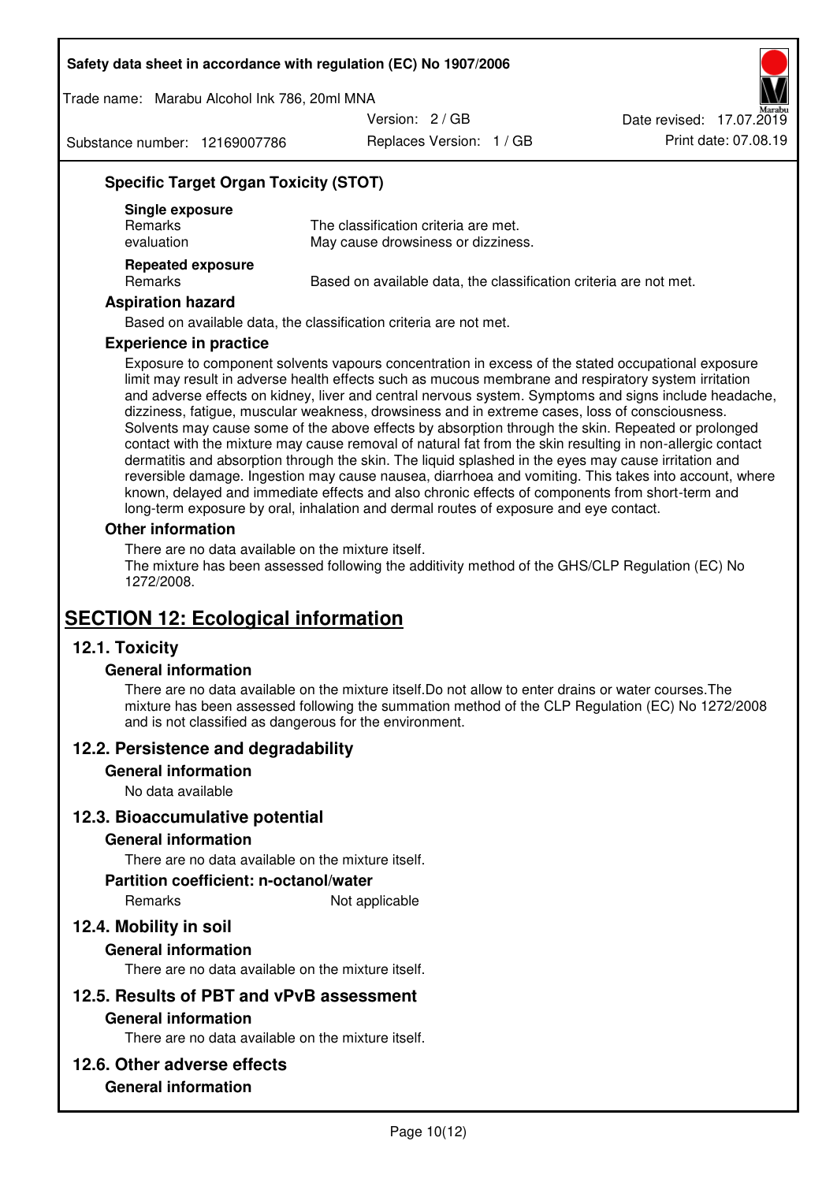### Specific Target Organ Toxicity (STOT)

**Single exposure**

| | |
|---|---|
| Remarks | The classification criteria are met. |
| evaluation | May cause drowsiness or dizziness. |

**Repeated exposure**

| | |
|---|---|
| Remarks | Based on available data, the classification criteria are not met. |

### Aspiration hazard

Based on available data, the classification criteria are not met.

### Experience in practice

Exposure to component solvents vapours concentration in excess of the stated occupational exposure limit may result in adverse health effects such as mucous membrane and respiratory system irritation and adverse effects on kidney, liver and central nervous system. Symptoms and signs include headache, dizziness, fatigue, muscular weakness, drowsiness and in extreme cases, loss of consciousness. Solvents may cause some of the above effects by absorption through the skin. Repeated or prolonged contact with the mixture may cause removal of natural fat from the skin resulting in non-allergic contact dermatitis and absorption through the skin. The liquid splashed in the eyes may cause irritation and reversible damage. Ingestion may cause nausea, diarrhoea and vomiting. This takes into account, where known, delayed and immediate effects and also chronic effects of components from short-term and long-term exposure by oral, inhalation and dermal routes of exposure and eye contact.

### Other information

There are no data available on the mixture itself.
The mixture has been assessed following the additivity method of the GHS/CLP Regulation (EC) No 1272/2008.

# SECTION 12: Ecological information

## 12.1. Toxicity

### General information

There are no data available on the mixture itself.Do not allow to enter drains or water courses.The mixture has been assessed following the summation method of the CLP Regulation (EC) No 1272/2008 and is not classified as dangerous for the environment.

## 12.2. Persistence and degradability

### General information

No data available

## 12.3. Bioaccumulative potential

### General information

There are no data available on the mixture itself.

### Partition coefficient: n-octanol/water

| | |
|---|---|
| Remarks | Not applicable |

## 12.4. Mobility in soil

### General information

There are no data available on the mixture itself.

## 12.5. Results of PBT and vPvB assessment

### General information

There are no data available on the mixture itself.

## 12.6. Other adverse effects

### General information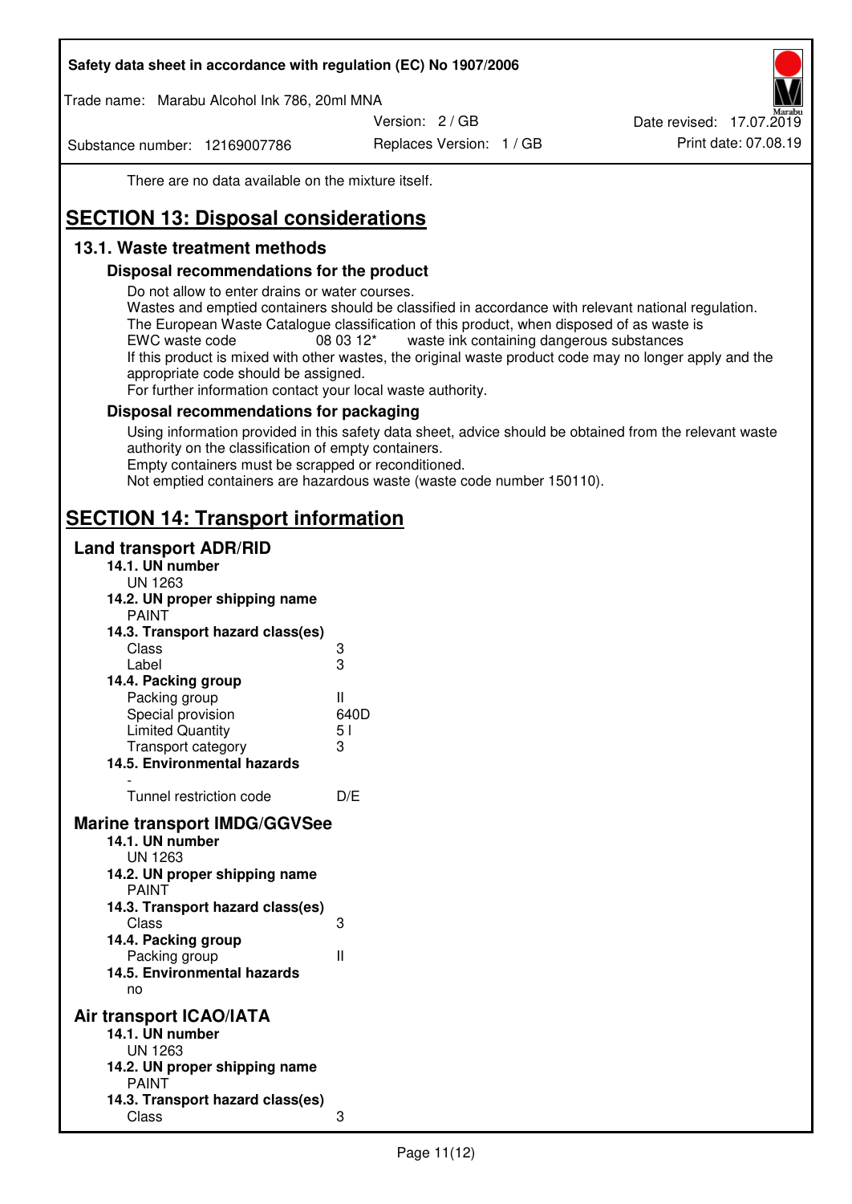There are no data available on the mixture itself.

# SECTION 13: Disposal considerations

## 13.1. Waste treatment methods

### Disposal recommendations for the product

Do not allow to enter drains or water courses.
Wastes and emptied containers should be classified in accordance with relevant national regulation.
The European Waste Catalogue classification of this product, when disposed of as waste is
EWC waste code 08 03 12* waste ink containing dangerous substances
If this product is mixed with other wastes, the original waste product code may no longer apply and the appropriate code should be assigned.
For further information contact your local waste authority.

### Disposal recommendations for packaging

Using information provided in this safety data sheet, advice should be obtained from the relevant waste authority on the classification of empty containers.
Empty containers must be scrapped or reconditioned.
Not emptied containers are hazardous waste (waste code number 150110).

# SECTION 14: Transport information

## Land transport ADR/RID

**14.1. UN number**
UN 1263

**14.2. UN proper shipping name**
PAINT

**14.3. Transport hazard class(es)**

| | |
|---|---|
| Class | 3 |
| Label | 3 |

**14.4. Packing group**

| | |
|---|---|
| Packing group | II |
| Special provision | 640D |
| Limited Quantity | 5 l |
| Transport category | 3 |

**14.5. Environmental hazards**
-

| | |
|---|---|
| Tunnel restriction code | D/E |

## Marine transport IMDG/GGVSee

**14.1. UN number**
UN 1263

**14.2. UN proper shipping name**
PAINT

**14.3. Transport hazard class(es)**

| | |
|---|---|
| Class | 3 |

**14.4. Packing group**

| | |
|---|---|
| Packing group | II |

**14.5. Environmental hazards**
no

## Air transport ICAO/IATA

**14.1. UN number**
UN 1263

**14.2. UN proper shipping name**
PAINT

**14.3. Transport hazard class(es)**

| | |
|---|---|
| Class | 3 |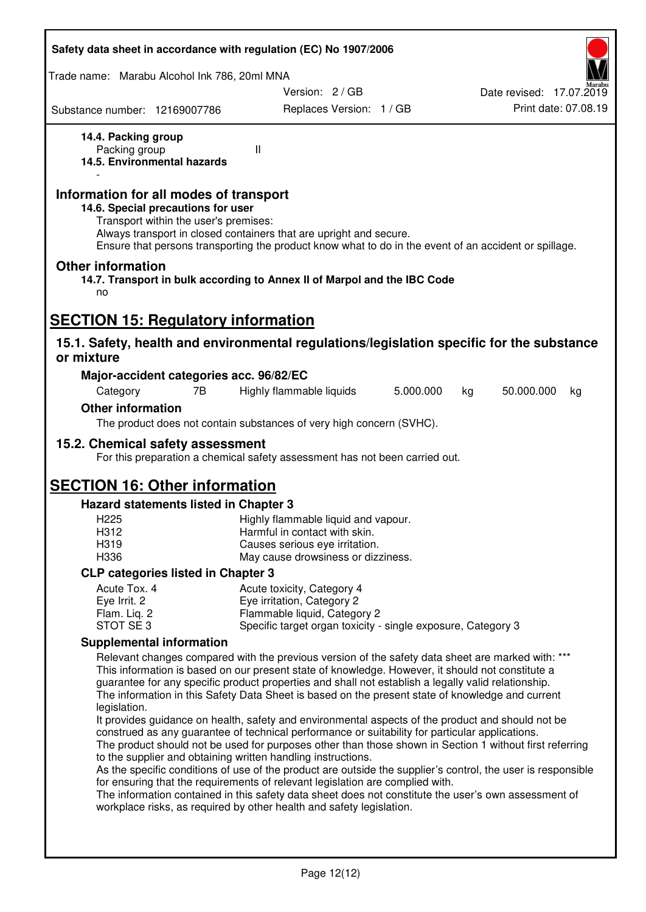**14.4. Packing group**

Packing group II

**14.5. Environmental hazards**

-

## Information for all modes of transport

**14.6. Special precautions for user**

Transport within the user's premises:
Always transport in closed containers that are upright and secure.
Ensure that persons transporting the product know what to do in the event of an accident or spillage.

## Other information

**14.7. Transport in bulk according to Annex II of Marpol and the IBC Code**

no

# SECTION 15: Regulatory information

## 15.1. Safety, health and environmental regulations/legislation specific for the substance or mixture

### Major-accident categories acc. 96/82/EC

| | | | | | | |
|---|---|---|---|---|---|---|
| Category | 7B | Highly flammable liquids | 5.000.000 | kg | 50.000.000 | kg |

### Other information

The product does not contain substances of very high concern (SVHC).

## 15.2. Chemical safety assessment

For this preparation a chemical safety assessment has not been carried out.

# SECTION 16: Other information

### Hazard statements listed in Chapter 3

| | |
|---|---|
| H225 | Highly flammable liquid and vapour. |
| H312 | Harmful in contact with skin. |
| H319 | Causes serious eye irritation. |
| H336 | May cause drowsiness or dizziness. |

### CLP categories listed in Chapter 3

| | |
|---|---|
| Acute Tox. 4 | Acute toxicity, Category 4 |
| Eye Irrit. 2 | Eye irritation, Category 2 |
| Flam. Liq. 2 | Flammable liquid, Category 2 |
| STOT SE 3 | Specific target organ toxicity - single exposure, Category 3 |

### Supplemental information

Relevant changes compared with the previous version of the safety data sheet are marked with: ***
This information is based on our present state of knowledge. However, it should not constitute a guarantee for any specific product properties and shall not establish a legally valid relationship.
The information in this Safety Data Sheet is based on the present state of knowledge and current legislation.
It provides guidance on health, safety and environmental aspects of the product and should not be construed as any guarantee of technical performance or suitability for particular applications.
The product should not be used for purposes other than those shown in Section 1 without first referring to the supplier and obtaining written handling instructions.
As the specific conditions of use of the product are outside the supplier's control, the user is responsible for ensuring that the requirements of relevant legislation are complied with.
The information contained in this safety data sheet does not constitute the user's own assessment of workplace risks, as required by other health and safety legislation.